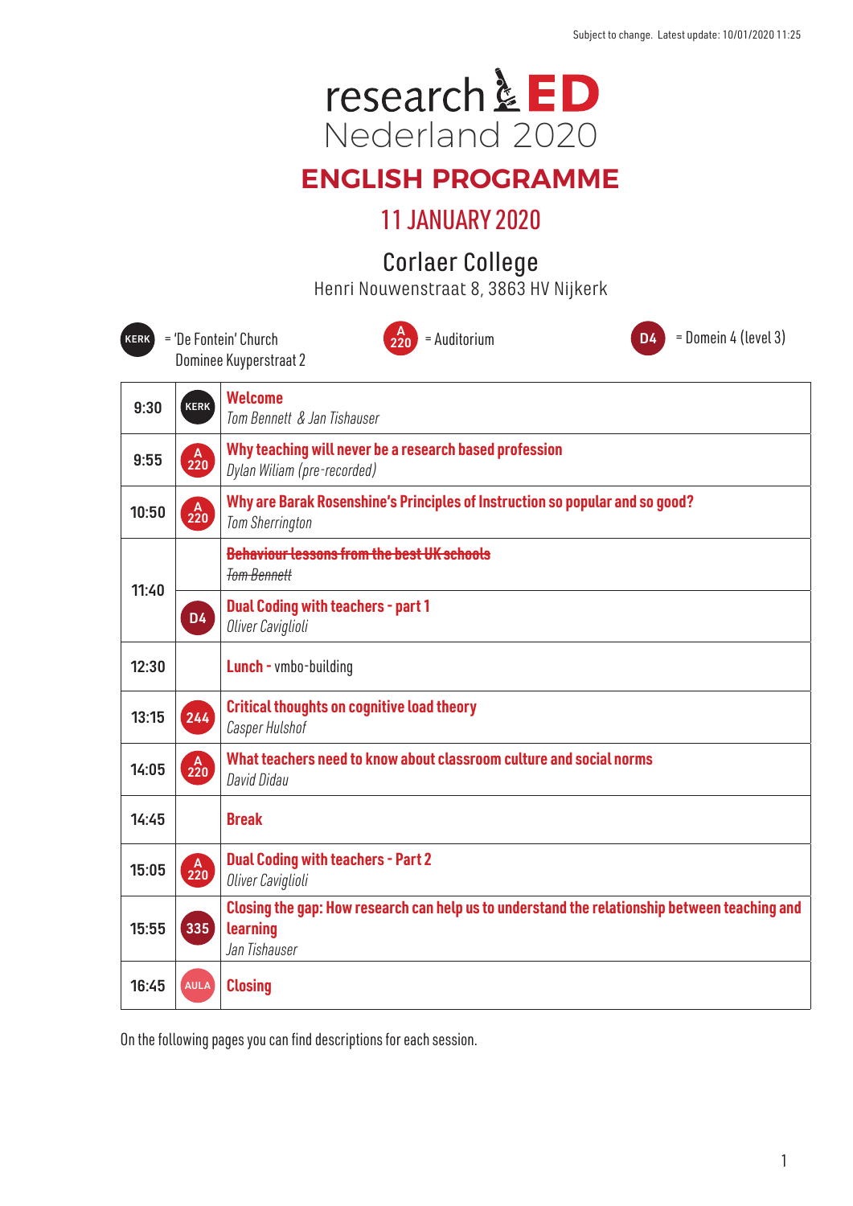Subject to change. Latest update: 10/01/2020 11:25

# researchED Nederland 2020

## ENGLISH PROGRAMME

### 11 JANUARY 2020

### Corlaer College

Henri Nouwenstraat 8, 3863 HV Nijkerk

KERK = 'De Fontein' Church Dominee Kuyperstraat 2

A 220 = Auditorium

D4 = Domein 4 (level 3)

| Time | Room | Session |
|---|---|---|
| 9:30 | KERK | **Welcome**<br>*Tom Bennett & Jan Tishauser* |
| 9:55 | A 220 | **Why teaching will never be a research based profession**<br>*Dylan Wiliam (pre-recorded)* |
| 10:50 | A 220 | **Why are Barak Rosenshine's Principles of Instruction so popular and so good?**<br>*Tom Sherrington* |
| 11:40 | | ~~**Behaviour lessons from the best UK schools**~~<br>~~*Tom Bennett*~~ |
| | D4 | **Dual Coding with teachers - part 1**<br>*Oliver Caviglioli* |
| 12:30 | | **Lunch** - vmbo-building |
| 13:15 | 244 | **Critical thoughts on cognitive load theory**<br>*Casper Hulshof* |
| 14:05 | A 220 | **What teachers need to know about classroom culture and social norms**<br>*David Didau* |
| 14:45 | | **Break** |
| 15:05 | A 220 | **Dual Coding with teachers - Part 2**<br>*Oliver Caviglioli* |
| 15:55 | 335 | **Closing the gap: How research can help us to understand the relationship between teaching and learning**<br>*Jan Tishauser* |
| 16:45 | AULA | **Closing** |

On the following pages you can find descriptions for each session.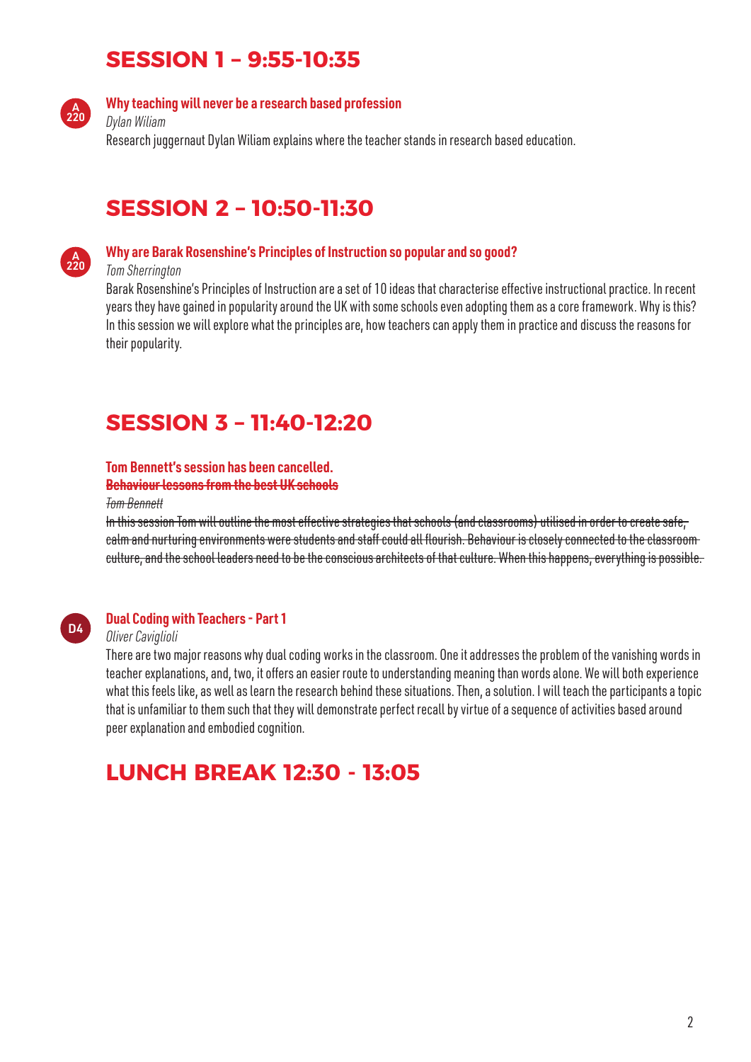## SESSION 1 – 9:55-10:35

A 220

### Why teaching will never be a research based profession

*Dylan Wiliam*

Research juggernaut Dylan Wiliam explains where the teacher stands in research based education.

## SESSION 2 – 10:50-11:30

A 220

### Why are Barak Rosenshine's Principles of Instruction so popular and so good?

*Tom Sherrington*

Barak Rosenshine's Principles of Instruction are a set of 10 ideas that characterise effective instructional practice. In recent years they have gained in popularity around the UK with some schools even adopting them as a core framework. Why is this? In this session we will explore what the principles are, how teachers can apply them in practice and discuss the reasons for their popularity.

## SESSION 3 – 11:40-12:20

### Tom Bennett's session has been cancelled.

### ~~Behaviour lessons from the best UK schools~~

~~*Tom Bennett*~~

~~In this session Tom will outline the most effective strategies that schools (and classrooms) utilised in order to create safe, calm and nurturing environments were students and staff could all flourish. Behaviour is closely connected to the classroom culture, and the school leaders need to be the conscious architects of that culture. When this happens, everything is possible.~~

D4

### Dual Coding with Teachers - Part 1

*Oliver Caviglioli*

There are two major reasons why dual coding works in the classroom. One it addresses the problem of the vanishing words in teacher explanations, and, two, it offers an easier route to understanding meaning than words alone. We will both experience what this feels like, as well as learn the research behind these situations. Then, a solution. I will teach the participants a topic that is unfamiliar to them such that they will demonstrate perfect recall by virtue of a sequence of activities based around peer explanation and embodied cognition.

## LUNCH BREAK 12:30 - 13:05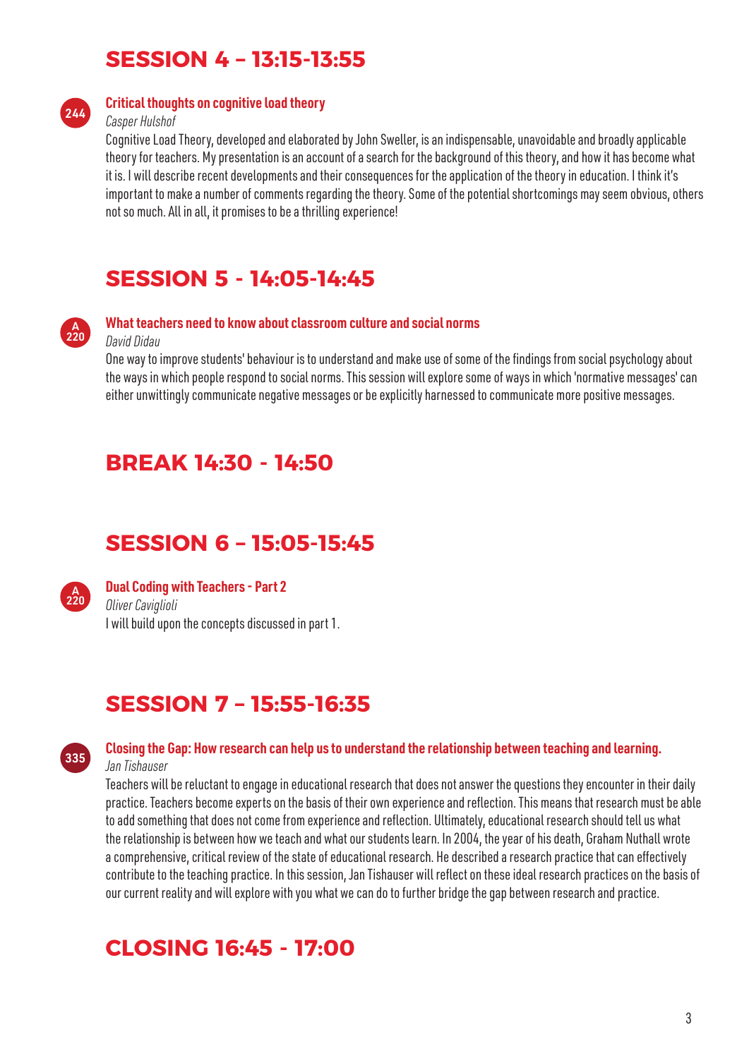## SESSION 4 – 13:15-13:55

244

### Critical thoughts on cognitive load theory

*Casper Hulshof*

Cognitive Load Theory, developed and elaborated by John Sweller, is an indispensable, unavoidable and broadly applicable theory for teachers. My presentation is an account of a search for the background of this theory, and how it has become what it is. I will describe recent developments and their consequences for the application of the theory in education. I think it's important to make a number of comments regarding the theory. Some of the potential shortcomings may seem obvious, others not so much. All in all, it promises to be a thrilling experience!

## SESSION 5 - 14:05-14:45

A 220

### What teachers need to know about classroom culture and social norms

*David Didau*

One way to improve students' behaviour is to understand and make use of some of the findings from social psychology about the ways in which people respond to social norms. This session will explore some of ways in which 'normative messages' can either unwittingly communicate negative messages or be explicitly harnessed to communicate more positive messages.

## BREAK 14:30 - 14:50

## SESSION 6 – 15:05-15:45

A 220

### Dual Coding with Teachers - Part 2

*Oliver Caviglioli*

I will build upon the concepts discussed in part 1.

## SESSION 7 – 15:55-16:35

335

### Closing the Gap: How research can help us to understand the relationship between teaching and learning.

*Jan Tishauser*

Teachers will be reluctant to engage in educational research that does not answer the questions they encounter in their daily practice. Teachers become experts on the basis of their own experience and reflection. This means that research must be able to add something that does not come from experience and reflection. Ultimately, educational research should tell us what the relationship is between how we teach and what our students learn. In 2004, the year of his death, Graham Nuthall wrote a comprehensive, critical review of the state of educational research. He described a research practice that can effectively contribute to the teaching practice. In this session, Jan Tishauser will reflect on these ideal research practices on the basis of our current reality and will explore with you what we can do to further bridge the gap between research and practice.

## CLOSING 16:45 - 17:00